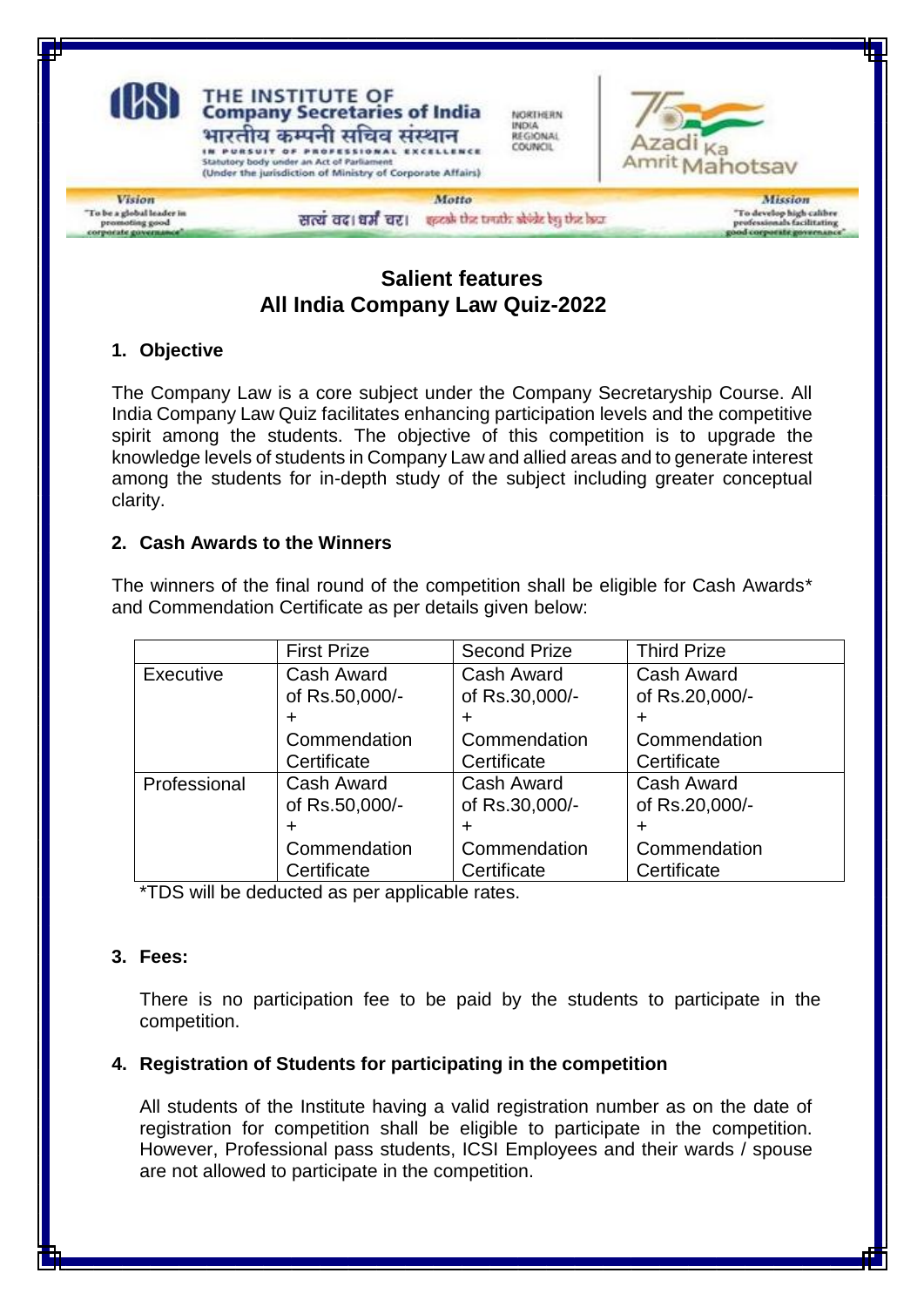THE INSTITUTE OF
Company Secretaries of India
भारतीय कम्पनी सचिव संस्थान
IN PURSUIT OF PROFESSIONAL EXCELLENCE
Statutory body under an Act of Parliament
(Under the jurisdiction of Ministry of Corporate Affairs)

NORTHERN INDIA REGIONAL COUNCIL

Azadi Ka Amrit Mahotsav

**Vision**: "To be a global leader in promoting good corporate governance"

**Motto**: सत्यं वद। धर्मं चर। speak the truth. abide by the law.

**Mission**: "To develop high calibre professionals facilitating good corporate governance"

## Salient features
## All India Company Law Quiz-2022

### 1. Objective

The Company Law is a core subject under the Company Secretaryship Course. All India Company Law Quiz facilitates enhancing participation levels and the competitive spirit among the students. The objective of this competition is to upgrade the knowledge levels of students in Company Law and allied areas and to generate interest among the students for in-depth study of the subject including greater conceptual clarity.

### 2. Cash Awards to the Winners

The winners of the final round of the competition shall be eligible for Cash Awards* and Commendation Certificate as per details given below:

| | First Prize | Second Prize | Third Prize |
|---|---|---|---|
| Executive | Cash Award of Rs.50,000/- + Commendation Certificate | Cash Award of Rs.30,000/- + Commendation Certificate | Cash Award of Rs.20,000/- + Commendation Certificate |
| Professional | Cash Award of Rs.50,000/- + Commendation Certificate | Cash Award of Rs.30,000/- + Commendation Certificate | Cash Award of Rs.20,000/- + Commendation Certificate |

*TDS will be deducted as per applicable rates.

### 3. Fees:

There is no participation fee to be paid by the students to participate in the competition.

### 4. Registration of Students for participating in the competition

All students of the Institute having a valid registration number as on the date of registration for competition shall be eligible to participate in the competition. However, Professional pass students, ICSI Employees and their wards / spouse are not allowed to participate in the competition.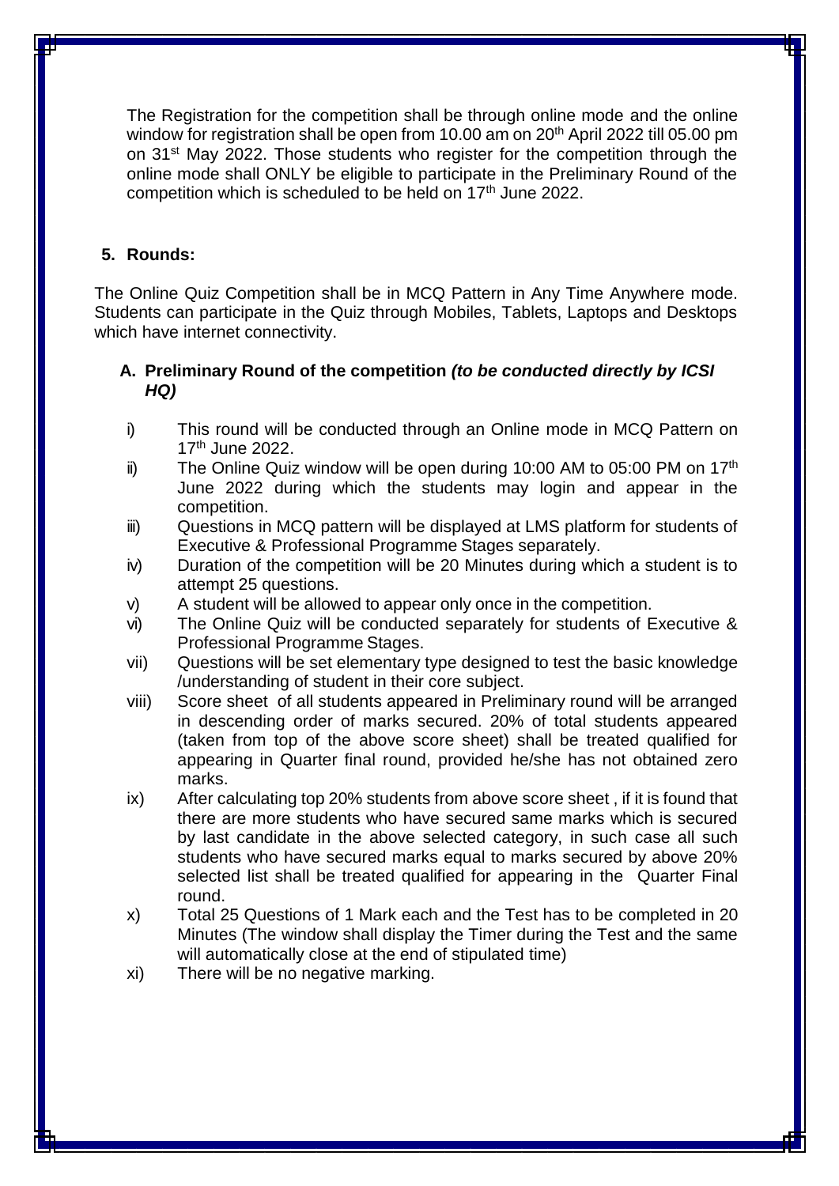The Registration for the competition shall be through online mode and the online window for registration shall be open from 10.00 am on 20th April 2022 till 05.00 pm on 31st May 2022. Those students who register for the competition through the online mode shall ONLY be eligible to participate in the Preliminary Round of the competition which is scheduled to be held on 17th June 2022.

**5. Rounds:**

The Online Quiz Competition shall be in MCQ Pattern in Any Time Anywhere mode. Students can participate in the Quiz through Mobiles, Tablets, Laptops and Desktops which have internet connectivity.

**A. Preliminary Round of the competition *(to be conducted directly by ICSI HQ)***

i) This round will be conducted through an Online mode in MCQ Pattern on 17th June 2022.

ii) The Online Quiz window will be open during 10:00 AM to 05:00 PM on 17th June 2022 during which the students may login and appear in the competition.

iii) Questions in MCQ pattern will be displayed at LMS platform for students of Executive & Professional Programme Stages separately.

iv) Duration of the competition will be 20 Minutes during which a student is to attempt 25 questions.

v) A student will be allowed to appear only once in the competition.

vi) The Online Quiz will be conducted separately for students of Executive & Professional Programme Stages.

vii) Questions will be set elementary type designed to test the basic knowledge /understanding of student in their core subject.

viii) Score sheet of all students appeared in Preliminary round will be arranged in descending order of marks secured. 20% of total students appeared (taken from top of the above score sheet) shall be treated qualified for appearing in Quarter final round, provided he/she has not obtained zero marks.

ix) After calculating top 20% students from above score sheet , if it is found that there are more students who have secured same marks which is secured by last candidate in the above selected category, in such case all such students who have secured marks equal to marks secured by above 20% selected list shall be treated qualified for appearing in the Quarter Final round.

x) Total 25 Questions of 1 Mark each and the Test has to be completed in 20 Minutes (The window shall display the Timer during the Test and the same will automatically close at the end of stipulated time)

xi) There will be no negative marking.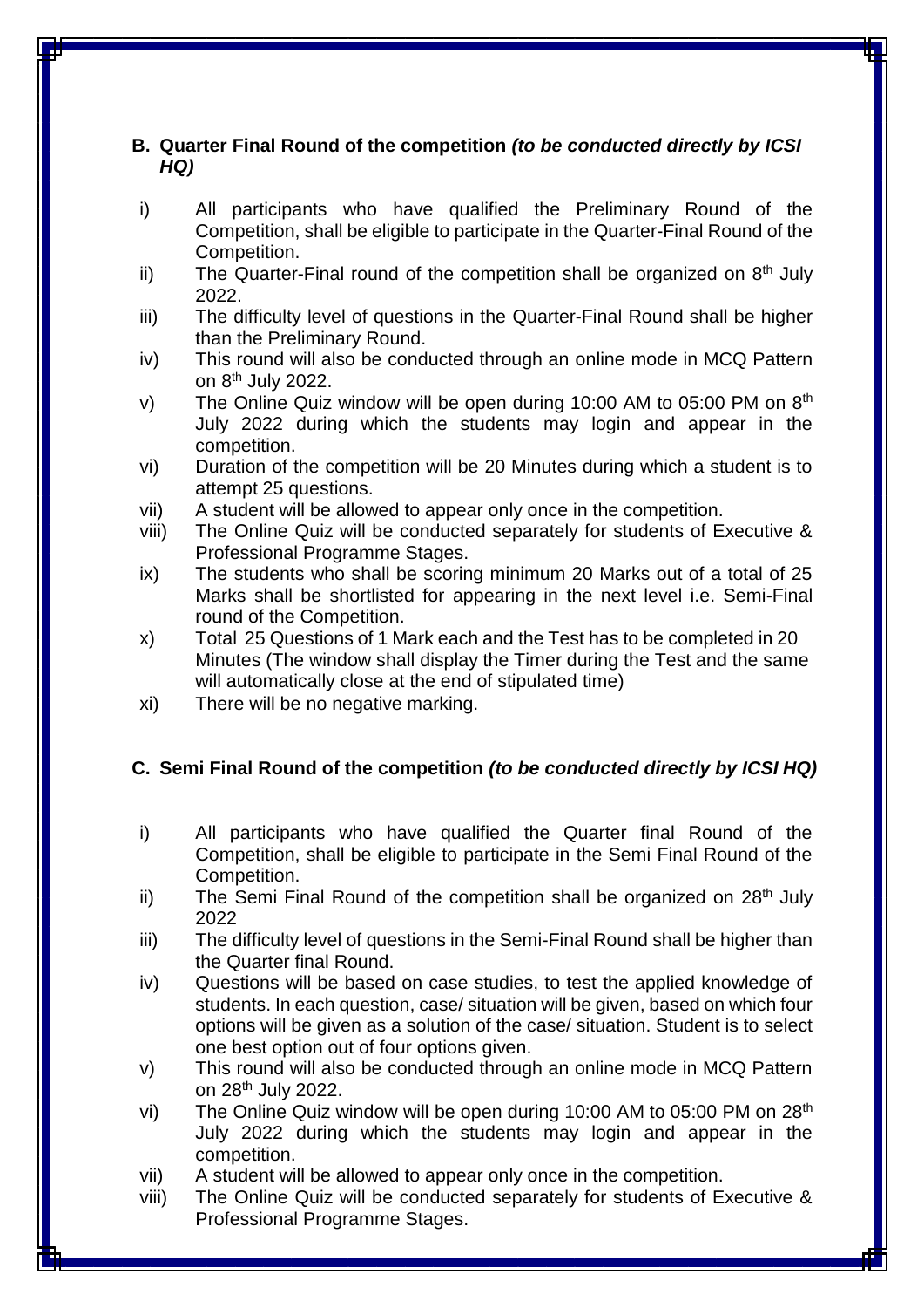**B. Quarter Final Round of the competition *(to be conducted directly by ICSI HQ)***

i) All participants who have qualified the Preliminary Round of the Competition, shall be eligible to participate in the Quarter-Final Round of the Competition.

ii) The Quarter-Final round of the competition shall be organized on 8th July 2022.

iii) The difficulty level of questions in the Quarter-Final Round shall be higher than the Preliminary Round.

iv) This round will also be conducted through an online mode in MCQ Pattern on 8th July 2022.

v) The Online Quiz window will be open during 10:00 AM to 05:00 PM on 8th July 2022 during which the students may login and appear in the competition.

vi) Duration of the competition will be 20 Minutes during which a student is to attempt 25 questions.

vii) A student will be allowed to appear only once in the competition.

viii) The Online Quiz will be conducted separately for students of Executive & Professional Programme Stages.

ix) The students who shall be scoring minimum 20 Marks out of a total of 25 Marks shall be shortlisted for appearing in the next level i.e. Semi-Final round of the Competition.

x) Total 25 Questions of 1 Mark each and the Test has to be completed in 20 Minutes (The window shall display the Timer during the Test and the same will automatically close at the end of stipulated time)

xi) There will be no negative marking.

**C. Semi Final Round of the competition *(to be conducted directly by ICSI HQ)***

i) All participants who have qualified the Quarter final Round of the Competition, shall be eligible to participate in the Semi Final Round of the Competition.

ii) The Semi Final Round of the competition shall be organized on 28th July 2022

iii) The difficulty level of questions in the Semi-Final Round shall be higher than the Quarter final Round.

iv) Questions will be based on case studies, to test the applied knowledge of students. In each question, case/ situation will be given, based on which four options will be given as a solution of the case/ situation. Student is to select one best option out of four options given.

v) This round will also be conducted through an online mode in MCQ Pattern on 28th July 2022.

vi) The Online Quiz window will be open during 10:00 AM to 05:00 PM on 28th July 2022 during which the students may login and appear in the competition.

vii) A student will be allowed to appear only once in the competition.

viii) The Online Quiz will be conducted separately for students of Executive & Professional Programme Stages.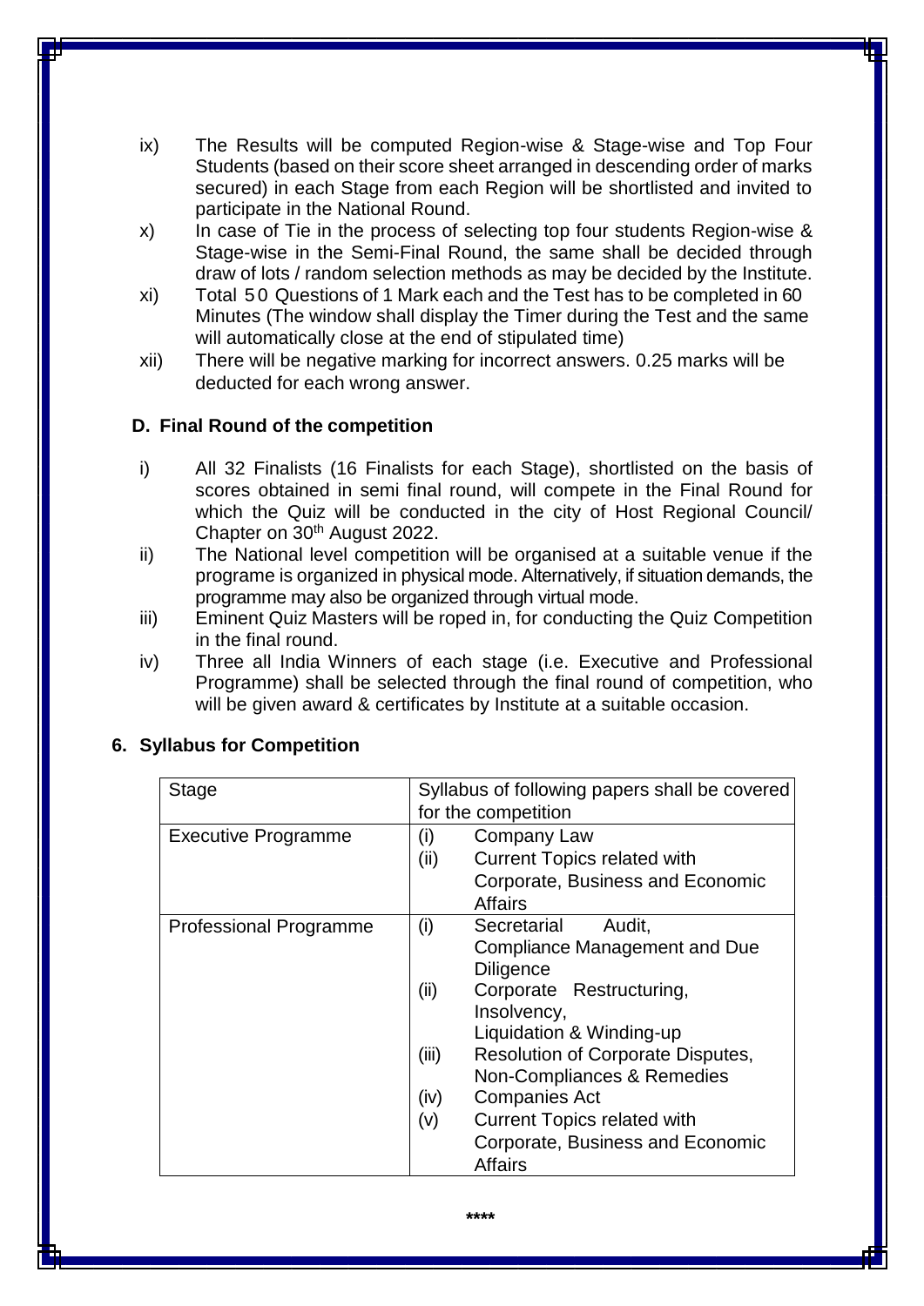ix) The Results will be computed Region-wise & Stage-wise and Top Four Students (based on their score sheet arranged in descending order of marks secured) in each Stage from each Region will be shortlisted and invited to participate in the National Round.

x) In case of Tie in the process of selecting top four students Region-wise & Stage-wise in the Semi-Final Round, the same shall be decided through draw of lots / random selection methods as may be decided by the Institute.

xi) Total 50 Questions of 1 Mark each and the Test has to be completed in 60 Minutes (The window shall display the Timer during the Test and the same will automatically close at the end of stipulated time)

xii) There will be negative marking for incorrect answers. 0.25 marks will be deducted for each wrong answer.

**D. Final Round of the competition**

i) All 32 Finalists (16 Finalists for each Stage), shortlisted on the basis of scores obtained in semi final round, will compete in the Final Round for which the Quiz will be conducted in the city of Host Regional Council/ Chapter on 30th August 2022.

ii) The National level competition will be organised at a suitable venue if the programe is organized in physical mode. Alternatively, if situation demands, the programme may also be organized through virtual mode.

iii) Eminent Quiz Masters will be roped in, for conducting the Quiz Competition in the final round.

iv) Three all India Winners of each stage (i.e. Executive and Professional Programme) shall be selected through the final round of competition, who will be given award & certificates by Institute at a suitable occasion.

## 6. Syllabus for Competition

| Stage | Syllabus of following papers shall be covered for the competition |
|---|---|
| Executive Programme | (i) Company Law<br>(ii) Current Topics related with Corporate, Business and Economic Affairs |
| Professional Programme | (i) Secretarial Audit, Compliance Management and Due Diligence<br>(ii) Corporate Restructuring, Insolvency, Liquidation & Winding-up<br>(iii) Resolution of Corporate Disputes, Non-Compliances & Remedies<br>(iv) Companies Act<br>(v) Current Topics related with Corporate, Business and Economic Affairs |

****